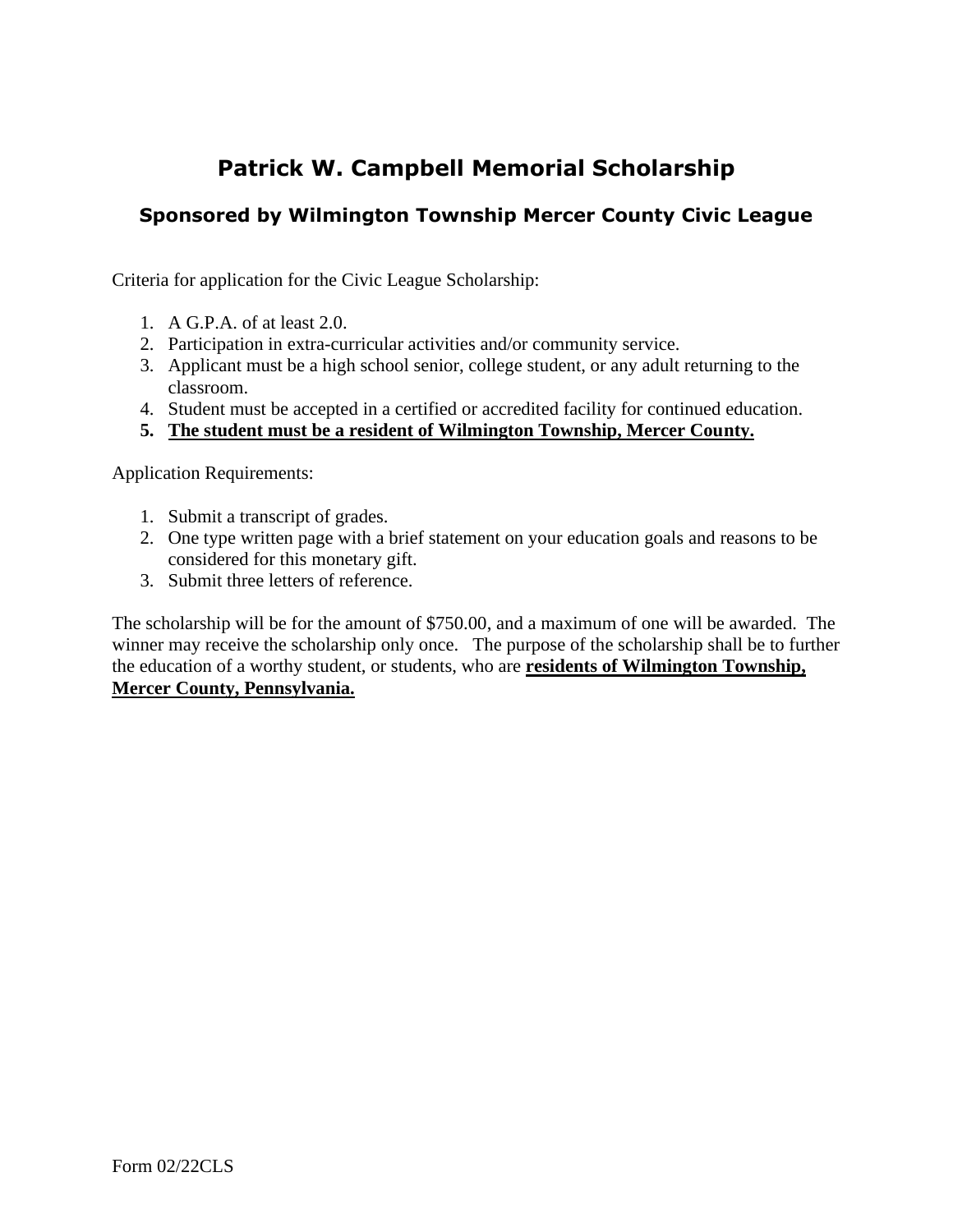# Patrick W. Campbell Memorial Scholarship

## Sponsored by Wilmington Township Mercer County Civic League

Criteria for application for the Civic League Scholarship:

1. A G.P.A. of at least 2.0.
2. Participation in extra-curricular activities and/or community service.
3. Applicant must be a high school senior, college student, or any adult returning to the classroom.
4. Student must be accepted in a certified or accredited facility for continued education.
5. **<u>The student must be a resident of Wilmington Township, Mercer County.</u>**

Application Requirements:

1. Submit a transcript of grades.
2. One type written page with a brief statement on your education goals and reasons to be considered for this monetary gift.
3. Submit three letters of reference.

The scholarship will be for the amount of $750.00, and a maximum of one will be awarded. The winner may receive the scholarship only once. The purpose of the scholarship shall be to further the education of a worthy student, or students, who are **<u>residents of Wilmington Township, Mercer County, Pennsylvania.</u>**

Form 02/22CLS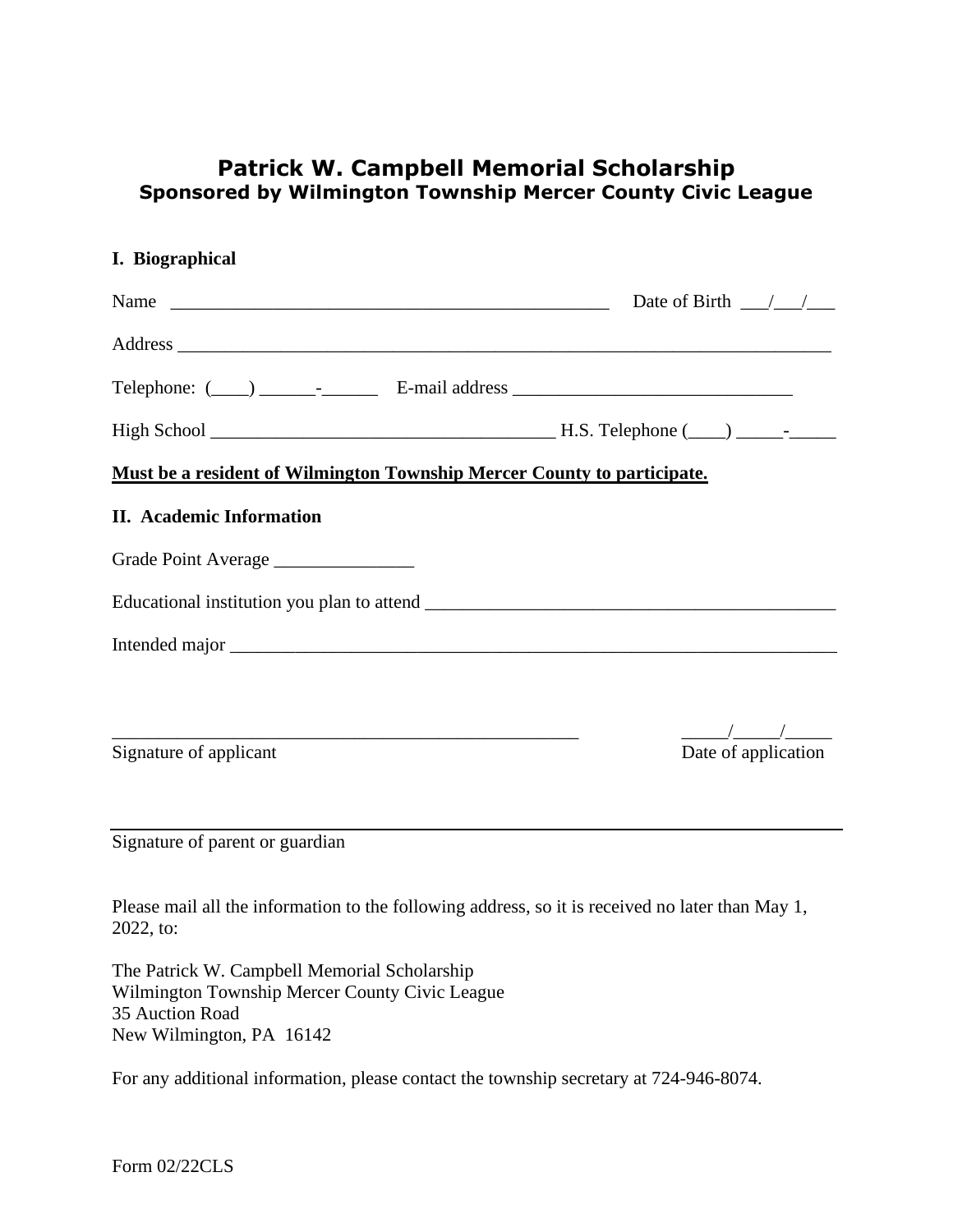# Patrick W. Campbell Memorial Scholarship
## Sponsored by Wilmington Township Mercer County Civic League

**I. Biographical**

Name _______________________________________________ Date of Birth ___/___/___

Address ________________________________________________________________________

Telephone: (____) ______-______ E-mail address ______________________________

High School _____________________________________ H.S. Telephone (____) _____-_____

**Must be a resident of Wilmington Township Mercer County to participate.**

**II. Academic Information**

Grade Point Average _______________

Educational institution you plan to attend _____________________________________________

Intended major ____________________________________________________________________

___________________________________________________ _____/_____/_____

Signature of applicant Date of application

_________________________________________________________________________________

Signature of parent or guardian

Please mail all the information to the following address, so it is received no later than May 1, 2022, to:

The Patrick W. Campbell Memorial Scholarship
Wilmington Township Mercer County Civic League
35 Auction Road
New Wilmington, PA 16142

For any additional information, please contact the township secretary at 724-946-8074.

Form 02/22CLS